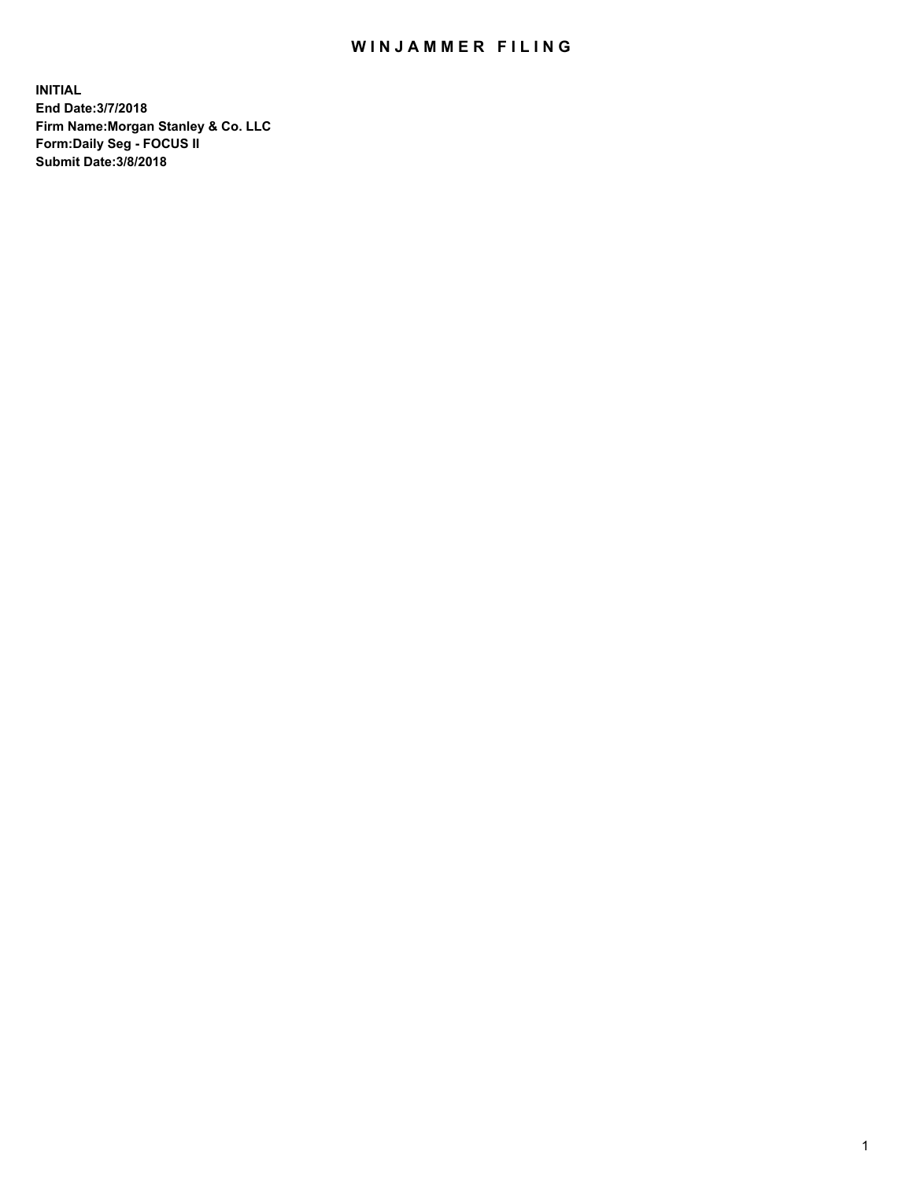# WINJAMMER FILING

**INITIAL**
**End Date:3/7/2018**
**Firm Name:Morgan Stanley & Co. LLC**
**Form:Daily Seg - FOCUS II**
**Submit Date:3/8/2018**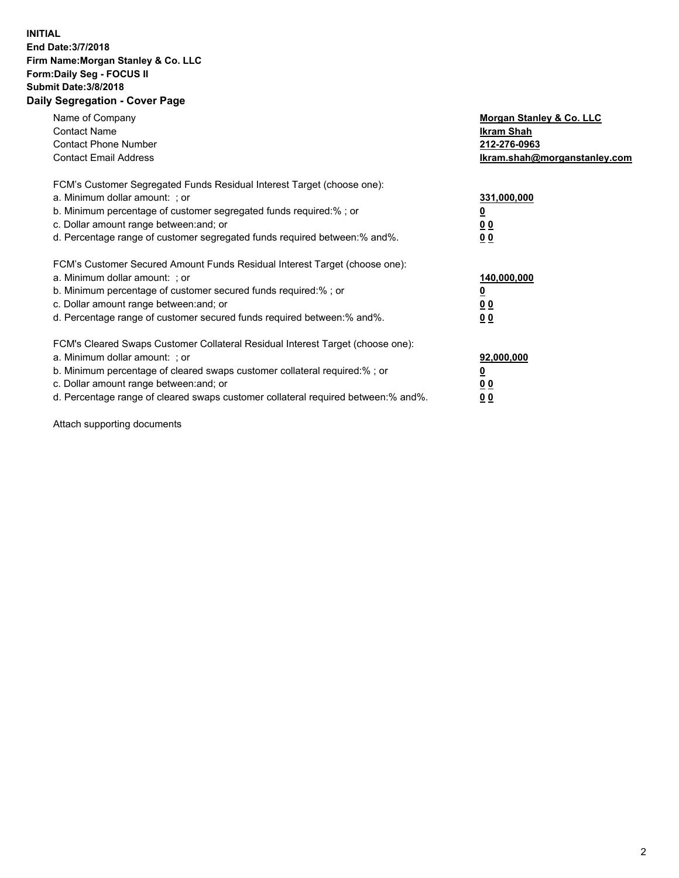**INITIAL**
**End Date:3/7/2018**
**Firm Name:Morgan Stanley & Co. LLC**
**Form:Daily Seg - FOCUS II**
**Submit Date:3/8/2018**

## Daily Segregation - Cover Page

| | |
|---|---|
| Name of Company | **Morgan Stanley & Co. LLC** |
| Contact Name | **Ikram Shah** |
| Contact Phone Number | **212-276-0963** |
| Contact Email Address | **Ikram.shah@morganstanley.com** |

FCM's Customer Segregated Funds Residual Interest Target (choose one):

| | |
|---|---|
| a. Minimum dollar amount: ; or | **331,000,000** |
| b. Minimum percentage of customer segregated funds required:% ; or | **0** |
| c. Dollar amount range between:and; or | **0 0** |
| d. Percentage range of customer segregated funds required between:% and%. | **0 0** |

FCM's Customer Secured Amount Funds Residual Interest Target (choose one):

| | |
|---|---|
| a. Minimum dollar amount: ; or | **140,000,000** |
| b. Minimum percentage of customer secured funds required:% ; or | **0** |
| c. Dollar amount range between:and; or | **0 0** |
| d. Percentage range of customer secured funds required between:% and%. | **0 0** |

FCM's Cleared Swaps Customer Collateral Residual Interest Target (choose one):

| | |
|---|---|
| a. Minimum dollar amount: ; or | **92,000,000** |
| b. Minimum percentage of cleared swaps customer collateral required:% ; or | **0** |
| c. Dollar amount range between:and; or | **0 0** |
| d. Percentage range of cleared swaps customer collateral required between:% and%. | **0 0** |

Attach supporting documents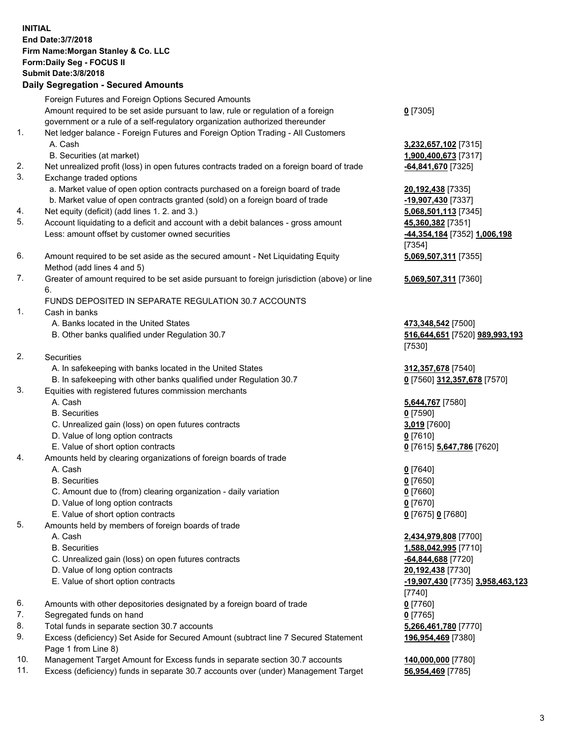**INITIAL**
**End Date:3/7/2018**
**Firm Name:Morgan Stanley & Co. LLC**
**Form:Daily Seg - FOCUS II**
**Submit Date:3/8/2018**

**Daily Segregation - Secured Amounts**

| | | |
|---|---|---|
| | Foreign Futures and Foreign Options Secured Amounts | |
| | Amount required to be set aside pursuant to law, rule or regulation of a foreign government or a rule of a self-regulatory organization authorized thereunder | **0** [7305] |
| 1. | Net ledger balance - Foreign Futures and Foreign Option Trading - All Customers | |
| | A. Cash | **3,232,657,102** [7315] |
| | B. Securities (at market) | **1,900,400,673** [7317] |
| 2. | Net unrealized profit (loss) in open futures contracts traded on a foreign board of trade | **-64,841,670** [7325] |
| 3. | Exchange traded options | |
| | a. Market value of open option contracts purchased on a foreign board of trade | **20,192,438** [7335] |
| | b. Market value of open contracts granted (sold) on a foreign board of trade | **-19,907,430** [7337] |
| 4. | Net equity (deficit) (add lines 1. 2. and 3.) | **5,068,501,113** [7345] |
| 5. | Account liquidating to a deficit and account with a debit balances - gross amount | **45,360,382** [7351] |
| | Less: amount offset by customer owned securities | **-44,354,184** [7352] **1,006,198** [7354] |
| 6. | Amount required to be set aside as the secured amount - Net Liquidating Equity Method (add lines 4 and 5) | **5,069,507,311** [7355] |
| 7. | Greater of amount required to be set aside pursuant to foreign jurisdiction (above) or line 6. | **5,069,507,311** [7360] |
| | FUNDS DEPOSITED IN SEPARATE REGULATION 30.7 ACCOUNTS | |
| 1. | Cash in banks | |
| | A. Banks located in the United States | **473,348,542** [7500] |
| | B. Other banks qualified under Regulation 30.7 | **516,644,651** [7520] **989,993,193** [7530] |
| 2. | Securities | |
| | A. In safekeeping with banks located in the United States | **312,357,678** [7540] |
| | B. In safekeeping with other banks qualified under Regulation 30.7 | **0** [7560] **312,357,678** [7570] |
| 3. | Equities with registered futures commission merchants | |
| | A. Cash | **5,644,767** [7580] |
| | B. Securities | **0** [7590] |
| | C. Unrealized gain (loss) on open futures contracts | **3,019** [7600] |
| | D. Value of long option contracts | **0** [7610] |
| | E. Value of short option contracts | **0** [7615] **5,647,786** [7620] |
| 4. | Amounts held by clearing organizations of foreign boards of trade | |
| | A. Cash | **0** [7640] |
| | B. Securities | **0** [7650] |
| | C. Amount due to (from) clearing organization - daily variation | **0** [7660] |
| | D. Value of long option contracts | **0** [7670] |
| | E. Value of short option contracts | **0** [7675] **0** [7680] |
| 5. | Amounts held by members of foreign boards of trade | |
| | A. Cash | **2,434,979,808** [7700] |
| | B. Securities | **1,588,042,995** [7710] |
| | C. Unrealized gain (loss) on open futures contracts | **-64,844,688** [7720] |
| | D. Value of long option contracts | **20,192,438** [7730] |
| | E. Value of short option contracts | **-19,907,430** [7735] **3,958,463,123** [7740] |
| 6. | Amounts with other depositories designated by a foreign board of trade | **0** [7760] |
| 7. | Segregated funds on hand | **0** [7765] |
| 8. | Total funds in separate section 30.7 accounts | **5,266,461,780** [7770] |
| 9. | Excess (deficiency) Set Aside for Secured Amount (subtract line 7 Secured Statement Page 1 from Line 8) | **196,954,469** [7380] |
| 10. | Management Target Amount for Excess funds in separate section 30.7 accounts | **140,000,000** [7780] |
| 11. | Excess (deficiency) funds in separate 30.7 accounts over (under) Management Target | **56,954,469** [7785] |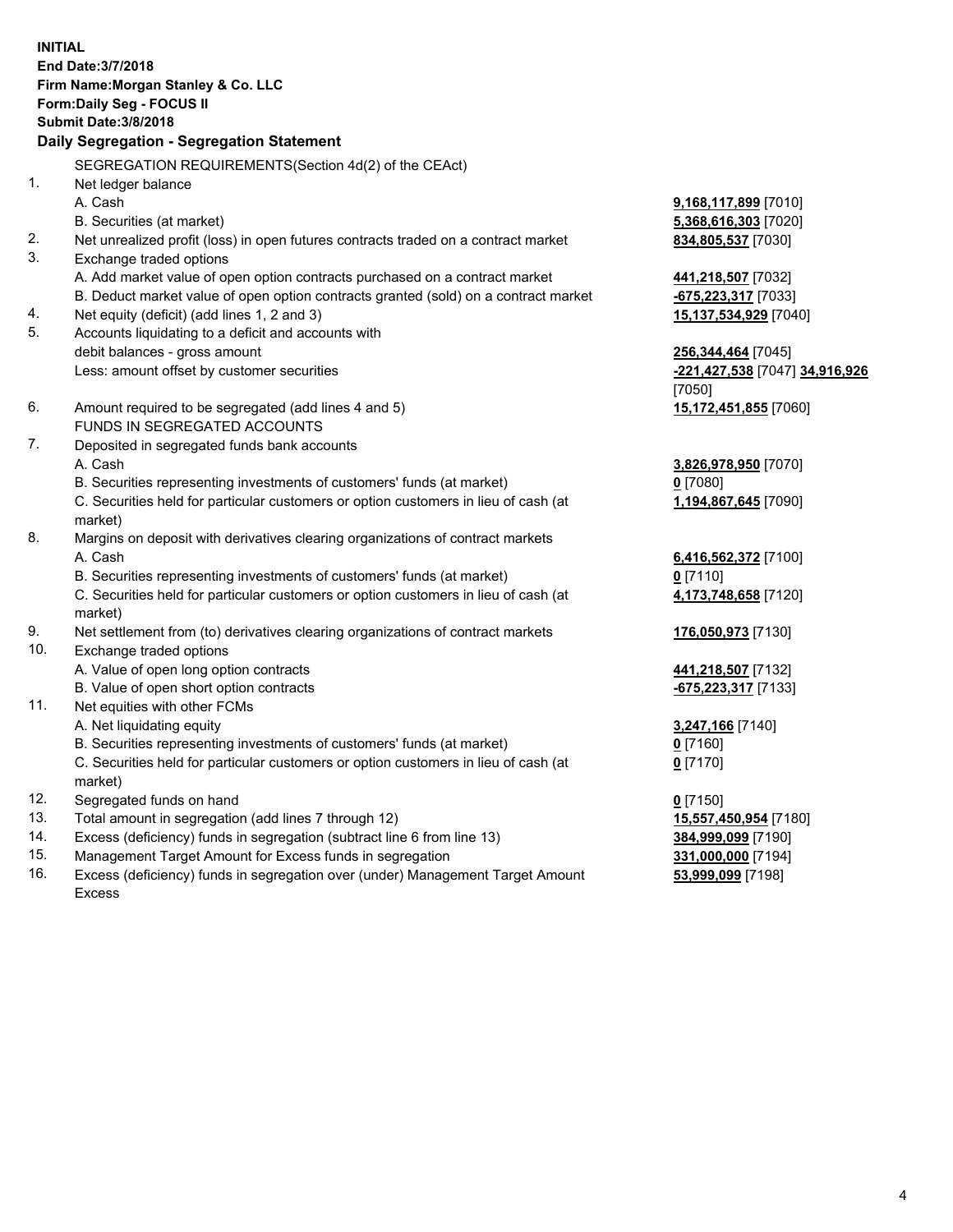**INITIAL**
**End Date:3/7/2018**
**Firm Name:Morgan Stanley & Co. LLC**
**Form:Daily Seg - FOCUS II**
**Submit Date:3/8/2018**

**Daily Segregation - Segregation Statement**

| | | |
|---|---|---|
| | SEGREGATION REQUIREMENTS(Section 4d(2) of the CEAct) | |
| 1. | Net ledger balance | |
| | A. Cash | **9,168,117,899** [7010] |
| | B. Securities (at market) | **5,368,616,303** [7020] |
| 2. | Net unrealized profit (loss) in open futures contracts traded on a contract market | **834,805,537** [7030] |
| 3. | Exchange traded options | |
| | A. Add market value of open option contracts purchased on a contract market | **441,218,507** [7032] |
| | B. Deduct market value of open option contracts granted (sold) on a contract market | **-675,223,317** [7033] |
| 4. | Net equity (deficit) (add lines 1, 2 and 3) | **15,137,534,929** [7040] |
| 5. | Accounts liquidating to a deficit and accounts with debit balances - gross amount | **256,344,464** [7045] |
| | Less: amount offset by customer securities | **-221,427,538** [7047] **34,916,926** [7050] |
| 6. | Amount required to be segregated (add lines 4 and 5) | **15,172,451,855** [7060] |
| | FUNDS IN SEGREGATED ACCOUNTS | |
| 7. | Deposited in segregated funds bank accounts | |
| | A. Cash | **3,826,978,950** [7070] |
| | B. Securities representing investments of customers' funds (at market) | **0** [7080] |
| | C. Securities held for particular customers or option customers in lieu of cash (at market) | **1,194,867,645** [7090] |
| 8. | Margins on deposit with derivatives clearing organizations of contract markets | |
| | A. Cash | **6,416,562,372** [7100] |
| | B. Securities representing investments of customers' funds (at market) | **0** [7110] |
| | C. Securities held for particular customers or option customers in lieu of cash (at market) | **4,173,748,658** [7120] |
| 9. | Net settlement from (to) derivatives clearing organizations of contract markets | **176,050,973** [7130] |
| 10. | Exchange traded options | |
| | A. Value of open long option contracts | **441,218,507** [7132] |
| | B. Value of open short option contracts | **-675,223,317** [7133] |
| 11. | Net equities with other FCMs | |
| | A. Net liquidating equity | **3,247,166** [7140] |
| | B. Securities representing investments of customers' funds (at market) | **0** [7160] |
| | C. Securities held for particular customers or option customers in lieu of cash (at market) | **0** [7170] |
| 12. | Segregated funds on hand | **0** [7150] |
| 13. | Total amount in segregation (add lines 7 through 12) | **15,557,450,954** [7180] |
| 14. | Excess (deficiency) funds in segregation (subtract line 6 from line 13) | **384,999,099** [7190] |
| 15. | Management Target Amount for Excess funds in segregation | **331,000,000** [7194] |
| 16. | Excess (deficiency) funds in segregation over (under) Management Target Amount Excess | **53,999,099** [7198] |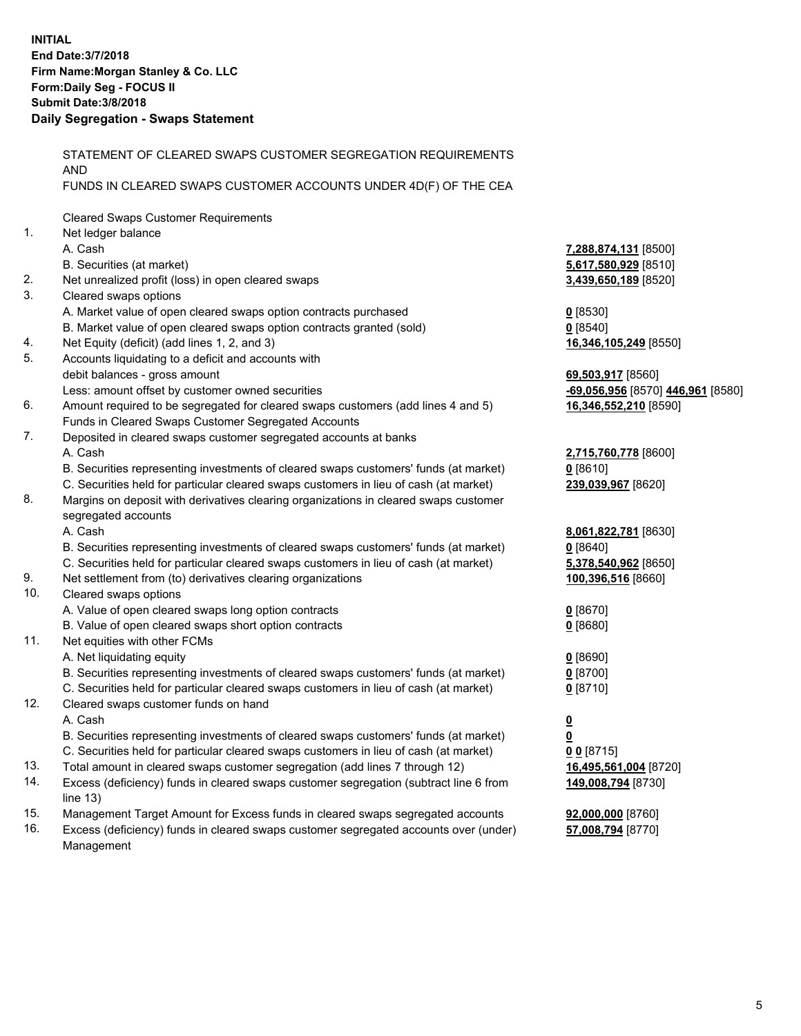**INITIAL**
**End Date:3/7/2018**
**Firm Name:Morgan Stanley & Co. LLC**
**Form:Daily Seg - FOCUS II**
**Submit Date:3/8/2018**
**Daily Segregation - Swaps Statement**

STATEMENT OF CLEARED SWAPS CUSTOMER SEGREGATION REQUIREMENTS AND
FUNDS IN CLEARED SWAPS CUSTOMER ACCOUNTS UNDER 4D(F) OF THE CEA

| | | |
|---|---|---|
| | Cleared Swaps Customer Requirements | |
| 1. | Net ledger balance | |
| | A. Cash | 7,288,874,131 [8500] |
| | B. Securities (at market) | 5,617,580,929 [8510] |
| 2. | Net unrealized profit (loss) in open cleared swaps | 3,439,650,189 [8520] |
| 3. | Cleared swaps options | |
| | A. Market value of open cleared swaps option contracts purchased | 0 [8530] |
| | B. Market value of open cleared swaps option contracts granted (sold) | 0 [8540] |
| 4. | Net Equity (deficit) (add lines 1, 2, and 3) | 16,346,105,249 [8550] |
| 5. | Accounts liquidating to a deficit and accounts with | |
| | debit balances - gross amount | 69,503,917 [8560] |
| | Less: amount offset by customer owned securities | -69,056,956 [8570] 446,961 [8580] |
| 6. | Amount required to be segregated for cleared swaps customers (add lines 4 and 5) | 16,346,552,210 [8590] |
| | Funds in Cleared Swaps Customer Segregated Accounts | |
| 7. | Deposited in cleared swaps customer segregated accounts at banks | |
| | A. Cash | 2,715,760,778 [8600] |
| | B. Securities representing investments of cleared swaps customers' funds (at market) | 0 [8610] |
| | C. Securities held for particular cleared swaps customers in lieu of cash (at market) | 239,039,967 [8620] |
| 8. | Margins on deposit with derivatives clearing organizations in cleared swaps customer segregated accounts | |
| | A. Cash | 8,061,822,781 [8630] |
| | B. Securities representing investments of cleared swaps customers' funds (at market) | 0 [8640] |
| | C. Securities held for particular cleared swaps customers in lieu of cash (at market) | 5,378,540,962 [8650] |
| 9. | Net settlement from (to) derivatives clearing organizations | 100,396,516 [8660] |
| 10. | Cleared swaps options | |
| | A. Value of open cleared swaps long option contracts | 0 [8670] |
| | B. Value of open cleared swaps short option contracts | 0 [8680] |
| 11. | Net equities with other FCMs | |
| | A. Net liquidating equity | 0 [8690] |
| | B. Securities representing investments of cleared swaps customers' funds (at market) | 0 [8700] |
| | C. Securities held for particular cleared swaps customers in lieu of cash (at market) | 0 [8710] |
| 12. | Cleared swaps customer funds on hand | |
| | A. Cash | 0 |
| | B. Securities representing investments of cleared swaps customers' funds (at market) | 0 |
| | C. Securities held for particular cleared swaps customers in lieu of cash (at market) | 0 0 [8715] |
| 13. | Total amount in cleared swaps customer segregation (add lines 7 through 12) | 16,495,561,004 [8720] |
| 14. | Excess (deficiency) funds in cleared swaps customer segregation (subtract line 6 from line 13) | 149,008,794 [8730] |
| 15. | Management Target Amount for Excess funds in cleared swaps segregated accounts | 92,000,000 [8760] |
| 16. | Excess (deficiency) funds in cleared swaps customer segregated accounts over (under) Management | 57,008,794 [8770] |